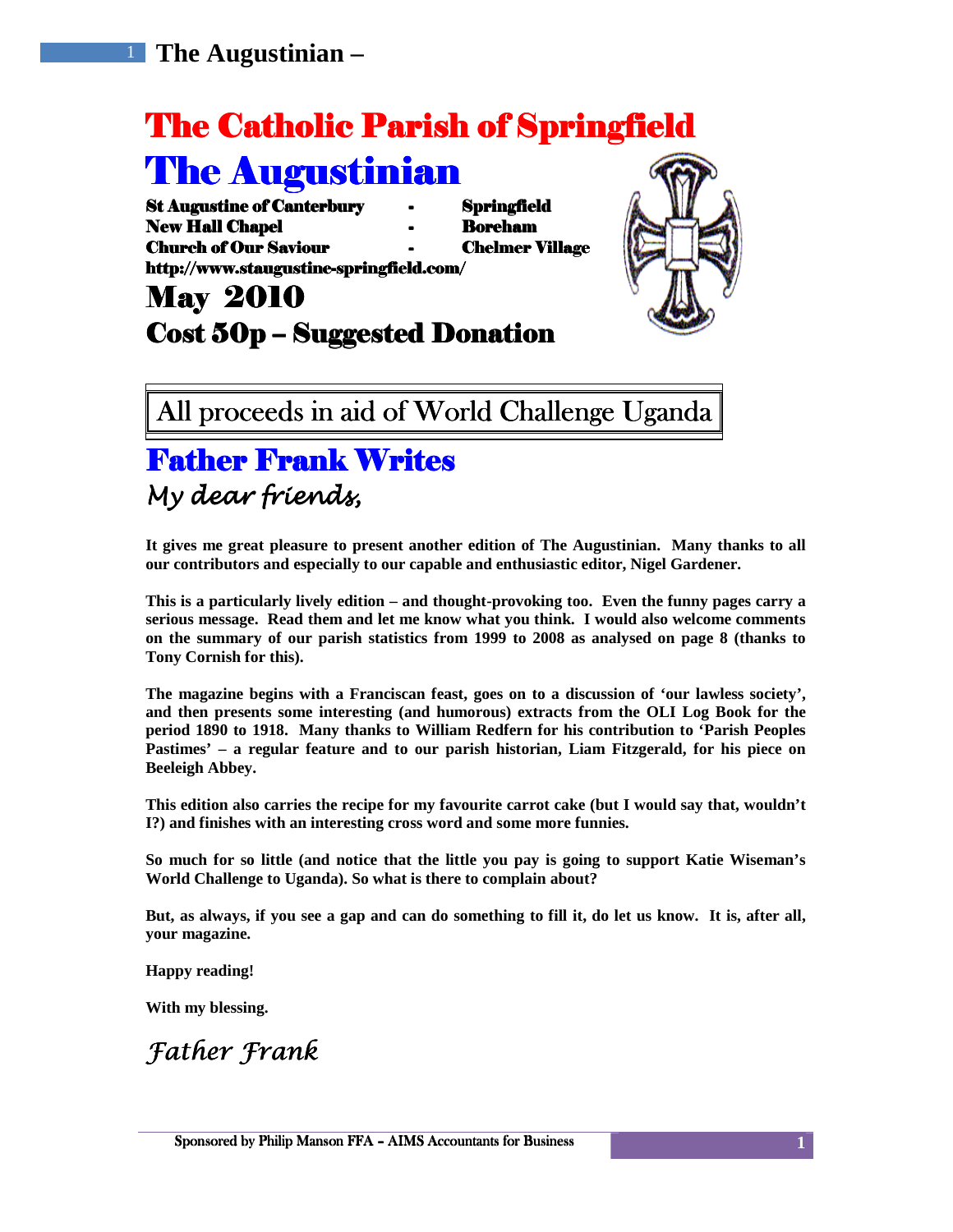# The Catholic Parish of Springfield

# The Augustinian

**St Augustine of Canterbury - Springfield**
**New Hall Chapel - Boreham**
**Church of Our Saviour - Chelmer Village**
**http://www.staugustine-springfield.com/**

## May 2010

## Cost 50p – Suggested Donation

All proceeds in aid of World Challenge Uganda

## Father Frank Writes

*My dear friends,*

**It gives me great pleasure to present another edition of The Augustinian. Many thanks to all our contributors and especially to our capable and enthusiastic editor, Nigel Gardener.**

**This is a particularly lively edition – and thought-provoking too. Even the funny pages carry a serious message. Read them and let me know what you think. I would also welcome comments on the summary of our parish statistics from 1999 to 2008 as analysed on page 8 (thanks to Tony Cornish for this).**

**The magazine begins with a Franciscan feast, goes on to a discussion of 'our lawless society', and then presents some interesting (and humorous) extracts from the OLI Log Book for the period 1890 to 1918. Many thanks to William Redfern for his contribution to 'Parish Peoples Pastimes' – a regular feature and to our parish historian, Liam Fitzgerald, for his piece on Beeleigh Abbey.**

**This edition also carries the recipe for my favourite carrot cake (but I would say that, wouldn't I?) and finishes with an interesting cross word and some more funnies.**

**So much for so little (and notice that the little you pay is going to support Katie Wiseman's World Challenge to Uganda). So what is there to complain about?**

**But, as always, if you see a gap and can do something to fill it, do let us know. It is, after all, your magazine.**

**Happy reading!**

**With my blessing.**

*Father Frank*

Sponsored by Philip Manson FFA – AIMS Accountants for Business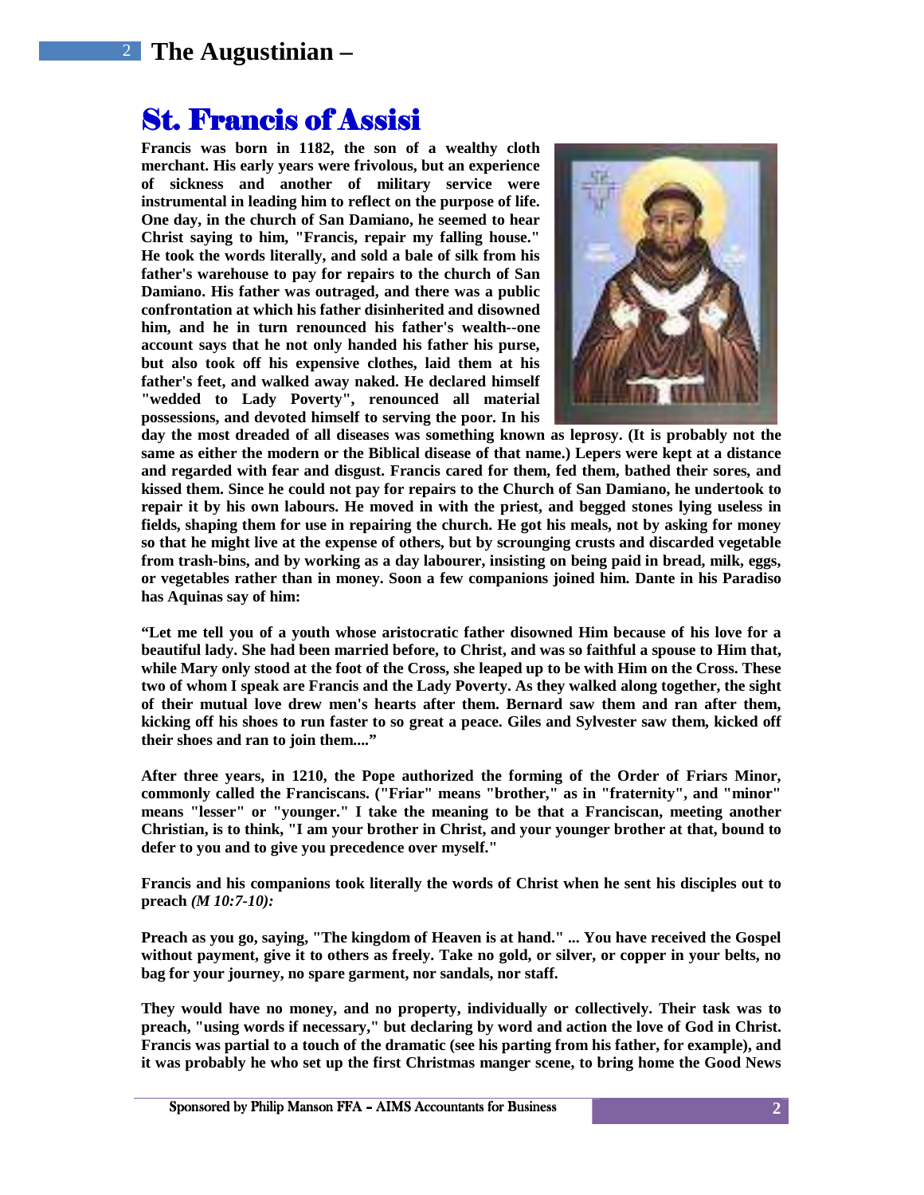# St. Francis of Assisi

**Francis was born in 1182, the son of a wealthy cloth merchant. His early years were frivolous, but an experience of sickness and another of military service were instrumental in leading him to reflect on the purpose of life. One day, in the church of San Damiano, he seemed to hear Christ saying to him, "Francis, repair my falling house." He took the words literally, and sold a bale of silk from his father's warehouse to pay for repairs to the church of San Damiano. His father was outraged, and there was a public confrontation at which his father disinherited and disowned him, and he in turn renounced his father's wealth--one account says that he not only handed his father his purse, but also took off his expensive clothes, laid them at his father's feet, and walked away naked. He declared himself "wedded to Lady Poverty", renounced all material possessions, and devoted himself to serving the poor. In his day the most dreaded of all diseases was something known as leprosy. (It is probably not the same as either the modern or the Biblical disease of that name.) Lepers were kept at a distance and regarded with fear and disgust. Francis cared for them, fed them, bathed their sores, and kissed them. Since he could not pay for repairs to the Church of San Damiano, he undertook to repair it by his own labours. He moved in with the priest, and begged stones lying useless in fields, shaping them for use in repairing the church. He got his meals, not by asking for money so that he might live at the expense of others, but by scrounging crusts and discarded vegetable from trash-bins, and by working as a day labourer, insisting on being paid in bread, milk, eggs, or vegetables rather than in money. Soon a few companions joined him. Dante in his Paradiso has Aquinas say of him:**

**"Let me tell you of a youth whose aristocratic father disowned Him because of his love for a beautiful lady. She had been married before, to Christ, and was so faithful a spouse to Him that, while Mary only stood at the foot of the Cross, she leaped up to be with Him on the Cross. These two of whom I speak are Francis and the Lady Poverty. As they walked along together, the sight of their mutual love drew men's hearts after them. Bernard saw them and ran after them, kicking off his shoes to run faster to so great a peace. Giles and Sylvester saw them, kicked off their shoes and ran to join them...."**

**After three years, in 1210, the Pope authorized the forming of the Order of Friars Minor, commonly called the Franciscans. ("Friar" means "brother," as in "fraternity", and "minor" means "lesser" or "younger." I take the meaning to be that a Franciscan, meeting another Christian, is to think, "I am your brother in Christ, and your younger brother at that, bound to defer to you and to give you precedence over myself."**

**Francis and his companions took literally the words of Christ when he sent his disciples out to preach *(M 10:7-10)*:**

**Preach as you go, saying, "The kingdom of Heaven is at hand." ... You have received the Gospel without payment, give it to others as freely. Take no gold, or silver, or copper in your belts, no bag for your journey, no spare garment, nor sandals, nor staff.**

**They would have no money, and no property, individually or collectively. Their task was to preach, "using words if necessary," but declaring by word and action the love of God in Christ. Francis was partial to a touch of the dramatic (see his parting from his father, for example), and it was probably he who set up the first Christmas manger scene, to bring home the Good News**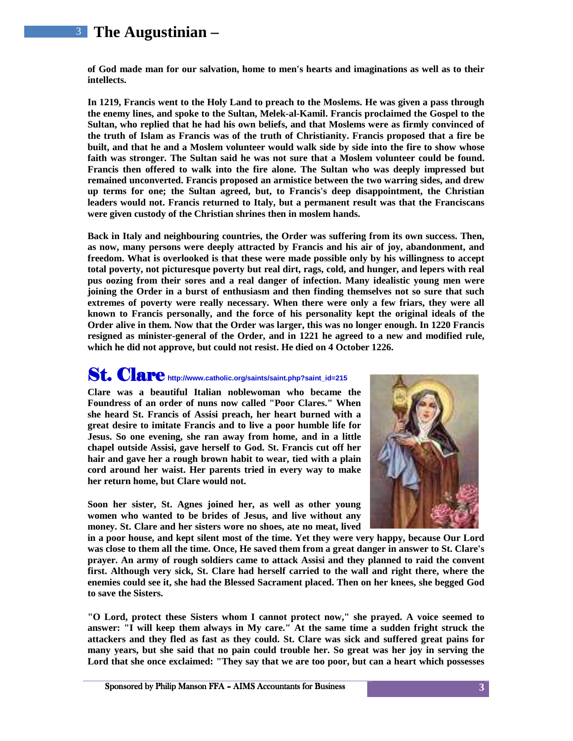**of God made man for our salvation, home to men's hearts and imaginations as well as to their intellects.**

**In 1219, Francis went to the Holy Land to preach to the Moslems. He was given a pass through the enemy lines, and spoke to the Sultan, Melek-al-Kamil. Francis proclaimed the Gospel to the Sultan, who replied that he had his own beliefs, and that Moslems were as firmly convinced of the truth of Islam as Francis was of the truth of Christianity. Francis proposed that a fire be built, and that he and a Moslem volunteer would walk side by side into the fire to show whose faith was stronger. The Sultan said he was not sure that a Moslem volunteer could be found. Francis then offered to walk into the fire alone. The Sultan who was deeply impressed but remained unconverted. Francis proposed an armistice between the two warring sides, and drew up terms for one; the Sultan agreed, but, to Francis's deep disappointment, the Christian leaders would not. Francis returned to Italy, but a permanent result was that the Franciscans were given custody of the Christian shrines then in moslem hands.**

**Back in Italy and neighbouring countries, the Order was suffering from its own success. Then, as now, many persons were deeply attracted by Francis and his air of joy, abandonment, and freedom. What is overlooked is that these were made possible only by his willingness to accept total poverty, not picturesque poverty but real dirt, rags, cold, and hunger, and lepers with real pus oozing from their sores and a real danger of infection. Many idealistic young men were joining the Order in a burst of enthusiasm and then finding themselves not so sure that such extremes of poverty were really necessary. When there were only a few friars, they were all known to Francis personally, and the force of his personality kept the original ideals of the Order alive in them. Now that the Order was larger, this was no longer enough. In 1220 Francis resigned as minister-general of the Order, and in 1221 he agreed to a new and modified rule, which he did not approve, but could not resist. He died on 4 October 1226.**

## St. Clare http://www.catholic.org/saints/saint.php?saint_id=215

**Clare was a beautiful Italian noblewoman who became the Foundress of an order of nuns now called "Poor Clares." When she heard St. Francis of Assisi preach, her heart burned with a great desire to imitate Francis and to live a poor humble life for Jesus. So one evening, she ran away from home, and in a little chapel outside Assisi, gave herself to God. St. Francis cut off her hair and gave her a rough brown habit to wear, tied with a plain cord around her waist. Her parents tried in every way to make her return home, but Clare would not.**

**Soon her sister, St. Agnes joined her, as well as other young women who wanted to be brides of Jesus, and live without any money. St. Clare and her sisters wore no shoes, ate no meat, lived in a poor house, and kept silent most of the time. Yet they were very happy, because Our Lord was close to them all the time. Once, He saved them from a great danger in answer to St. Clare's prayer. An army of rough soldiers came to attack Assisi and they planned to raid the convent first. Although very sick, St. Clare had herself carried to the wall and right there, where the enemies could see it, she had the Blessed Sacrament placed. Then on her knees, she begged God to save the Sisters.**

**"O Lord, protect these Sisters whom I cannot protect now," she prayed. A voice seemed to answer: "I will keep them always in My care." At the same time a sudden fright struck the attackers and they fled as fast as they could. St. Clare was sick and suffered great pains for many years, but she said that no pain could trouble her. So great was her joy in serving the Lord that she once exclaimed: "They say that we are too poor, but can a heart which possesses**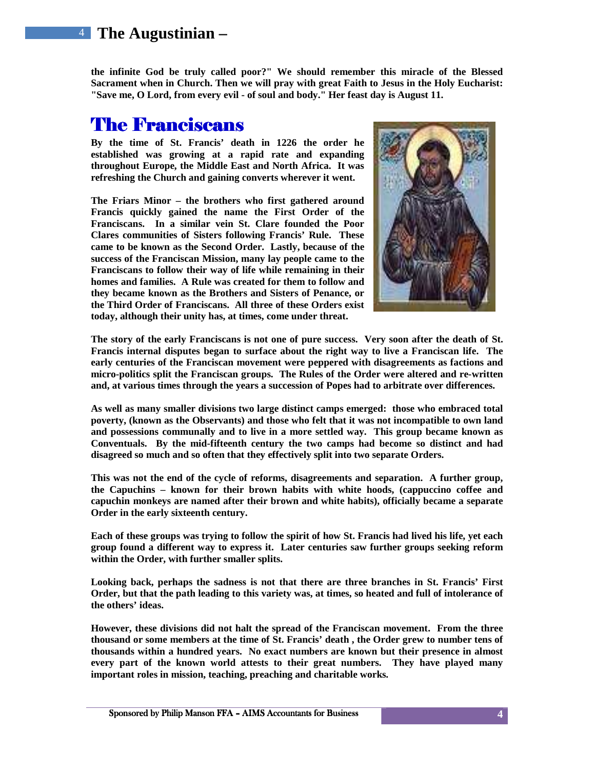**the infinite God be truly called poor?" We should remember this miracle of the Blessed Sacrament when in Church. Then we will pray with great Faith to Jesus in the Holy Eucharist: "Save me, O Lord, from every evil - of soul and body." Her feast day is August 11.**

# The Franciscans

**By the time of St. Francis' death in 1226 the order he established was growing at a rapid rate and expanding throughout Europe, the Middle East and North Africa. It was refreshing the Church and gaining converts wherever it went.**

**The Friars Minor – the brothers who first gathered around Francis quickly gained the name the First Order of the Franciscans. In a similar vein St. Clare founded the Poor Clares communities of Sisters following Francis' Rule. These came to be known as the Second Order. Lastly, because of the success of the Franciscan Mission, many lay people came to the Franciscans to follow their way of life while remaining in their homes and families. A Rule was created for them to follow and they became known as the Brothers and Sisters of Penance, or the Third Order of Franciscans. All three of these Orders exist today, although their unity has, at times, come under threat.**

**The story of the early Franciscans is not one of pure success. Very soon after the death of St. Francis internal disputes began to surface about the right way to live a Franciscan life. The early centuries of the Franciscan movement were peppered with disagreements as factions and micro-politics split the Franciscan groups. The Rules of the Order were altered and re-written and, at various times through the years a succession of Popes had to arbitrate over differences.**

**As well as many smaller divisions two large distinct camps emerged: those who embraced total poverty, (known as the Observants) and those who felt that it was not incompatible to own land and possessions communally and to live in a more settled way. This group became known as Conventuals. By the mid-fifteenth century the two camps had become so distinct and had disagreed so much and so often that they effectively split into two separate Orders.**

**This was not the end of the cycle of reforms, disagreements and separation. A further group, the Capuchins – known for their brown habits with white hoods, (cappuccino coffee and capuchin monkeys are named after their brown and white habits), officially became a separate Order in the early sixteenth century.**

**Each of these groups was trying to follow the spirit of how St. Francis had lived his life, yet each group found a different way to express it. Later centuries saw further groups seeking reform within the Order, with further smaller splits.**

**Looking back, perhaps the sadness is not that there are three branches in St. Francis' First Order, but that the path leading to this variety was, at times, so heated and full of intolerance of the others' ideas.**

**However, these divisions did not halt the spread of the Franciscan movement. From the three thousand or some members at the time of St. Francis' death , the Order grew to number tens of thousands within a hundred years. No exact numbers are known but their presence in almost every part of the known world attests to their great numbers. They have played many important roles in mission, teaching, preaching and charitable works.**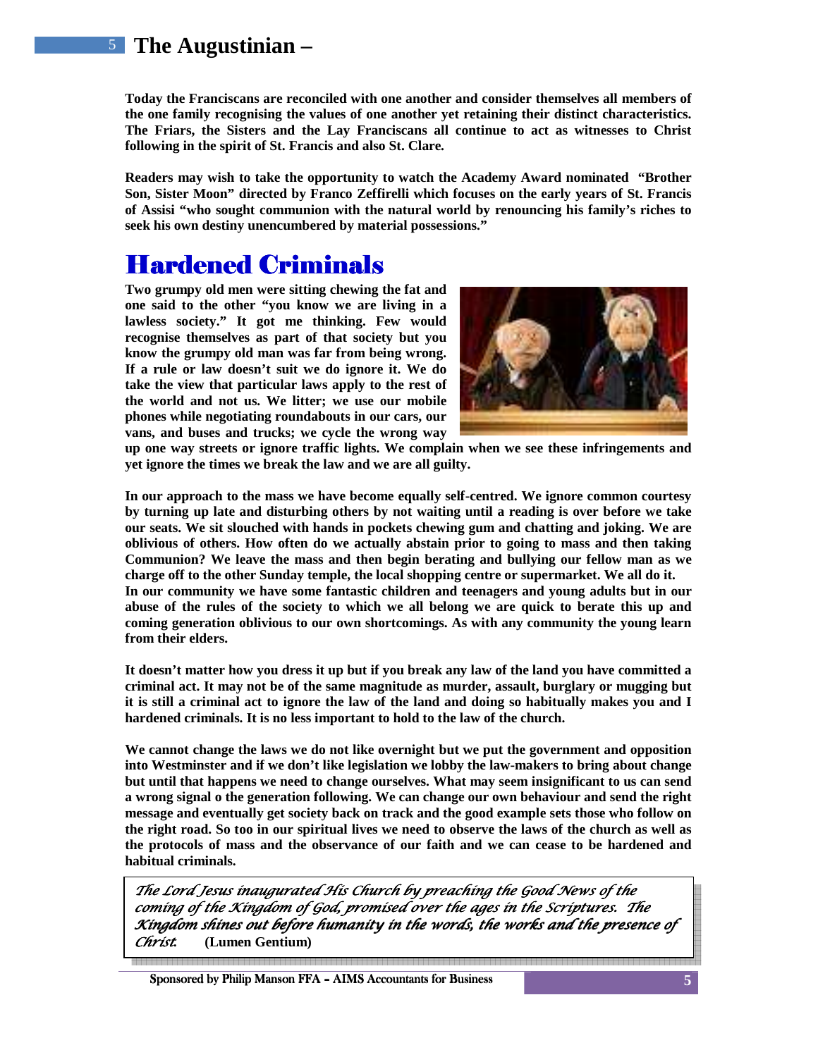**Today the Franciscans are reconciled with one another and consider themselves all members of the one family recognising the values of one another yet retaining their distinct characteristics. The Friars, the Sisters and the Lay Franciscans all continue to act as witnesses to Christ following in the spirit of St. Francis and also St. Clare.**

**Readers may wish to take the opportunity to watch the Academy Award nominated "Brother Son, Sister Moon" directed by Franco Zeffirelli which focuses on the early years of St. Francis of Assisi "who sought communion with the natural world by renouncing his family's riches to seek his own destiny unencumbered by material possessions."**

# Hardened Criminals

**Two grumpy old men were sitting chewing the fat and one said to the other "you know we are living in a lawless society." It got me thinking. Few would recognise themselves as part of that society but you know the grumpy old man was far from being wrong. If a rule or law doesn't suit we do ignore it. We do take the view that particular laws apply to the rest of the world and not us. We litter; we use our mobile phones while negotiating roundabouts in our cars, our vans, and buses and trucks; we cycle the wrong way up one way streets or ignore traffic lights. We complain when we see these infringements and yet ignore the times we break the law and we are all guilty.**

**In our approach to the mass we have become equally self-centred. We ignore common courtesy by turning up late and disturbing others by not waiting until a reading is over before we take our seats. We sit slouched with hands in pockets chewing gum and chatting and joking. We are oblivious of others. How often do we actually abstain prior to going to mass and then taking Communion? We leave the mass and then begin berating and bullying our fellow man as we charge off to the other Sunday temple, the local shopping centre or supermarket. We all do it.**
**In our community we have some fantastic children and teenagers and young adults but in our abuse of the rules of the society to which we all belong we are quick to berate this up and coming generation oblivious to our own shortcomings. As with any community the young learn from their elders.**

**It doesn't matter how you dress it up but if you break any law of the land you have committed a criminal act. It may not be of the same magnitude as murder, assault, burglary or mugging but it is still a criminal act to ignore the law of the land and doing so habitually makes you and I hardened criminals. It is no less important to hold to the law of the church.**

**We cannot change the laws we do not like overnight but we put the government and opposition into Westminster and if we don't like legislation we lobby the law-makers to bring about change but until that happens we need to change ourselves. What may seem insignificant to us can send a wrong signal o the generation following. We can change our own behaviour and send the right message and eventually get society back on track and the good example sets those who follow on the right road. So too in our spiritual lives we need to observe the laws of the church as well as the protocols of mass and the observance of our faith and we can cease to be hardened and habitual criminals.**

> *The Lord Jesus inaugurated His Church by preaching the Good News of the coming of the Kingdom of God, promised over the ages in the Scriptures. The Kingdom shines out before humanity in the words, the works and the presence of Christ.* **(Lumen Gentium)**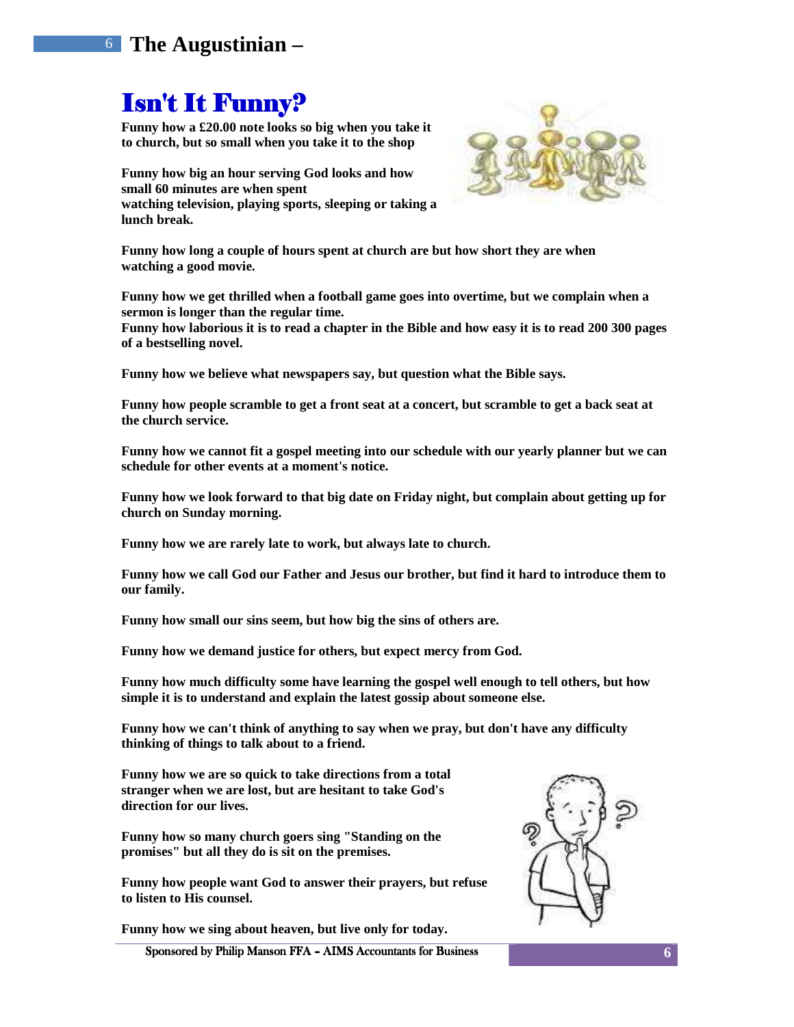# Isn't It Funny?

**Funny how a £20.00 note looks so big when you take it to church, but so small when you take it to the shop**

**Funny how big an hour serving God looks and how small 60 minutes are when spent watching television, playing sports, sleeping or taking a lunch break.**

**Funny how long a couple of hours spent at church are but how short they are when watching a good movie.**

**Funny how we get thrilled when a football game goes into overtime, but we complain when a sermon is longer than the regular time.**
**Funny how laborious it is to read a chapter in the Bible and how easy it is to read 200 300 pages of a bestselling novel.**

**Funny how we believe what newspapers say, but question what the Bible says.**

**Funny how people scramble to get a front seat at a concert, but scramble to get a back seat at the church service.**

**Funny how we cannot fit a gospel meeting into our schedule with our yearly planner but we can schedule for other events at a moment's notice.**

**Funny how we look forward to that big date on Friday night, but complain about getting up for church on Sunday morning.**

**Funny how we are rarely late to work, but always late to church.**

**Funny how we call God our Father and Jesus our brother, but find it hard to introduce them to our family.**

**Funny how small our sins seem, but how big the sins of others are.**

**Funny how we demand justice for others, but expect mercy from God.**

**Funny how much difficulty some have learning the gospel well enough to tell others, but how simple it is to understand and explain the latest gossip about someone else.**

**Funny how we can't think of anything to say when we pray, but don't have any difficulty thinking of things to talk about to a friend.**

**Funny how we are so quick to take directions from a total stranger when we are lost, but are hesitant to take God's direction for our lives.**

**Funny how so many church goers sing "Standing on the promises" but all they do is sit on the premises.**

**Funny how people want God to answer their prayers, but refuse to listen to His counsel.**

**Funny how we sing about heaven, but live only for today.**

Sponsored by Philip Manson FFA – AIMS Accountants for Business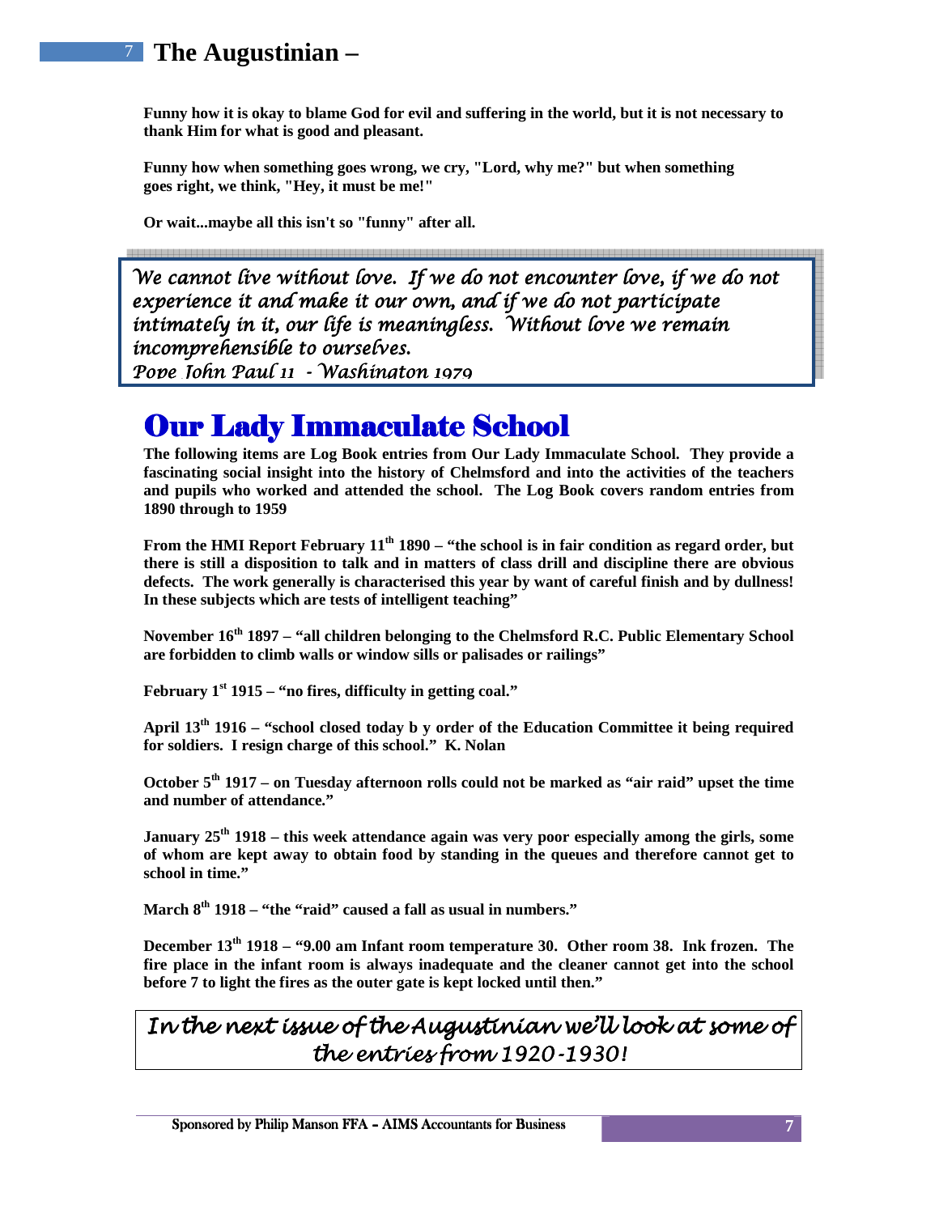**Funny how it is okay to blame God for evil and suffering in the world, but it is not necessary to thank Him for what is good and pleasant.**

**Funny how when something goes wrong, we cry, "Lord, why me?" but when something goes right, we think, "Hey, it must be me!"**

**Or wait...maybe all this isn't so "funny" after all.**

> *We cannot live without love. If we do not encounter love, if we do not experience it and make it our own, and if we do not participate intimately in it, our life is meaningless. Without love we remain incomprehensible to ourselves.*
> *Pope John Paul 11 - Washington 1979*

# Our Lady Immaculate School

**The following items are Log Book entries from Our Lady Immaculate School. They provide a fascinating social insight into the history of Chelmsford and into the activities of the teachers and pupils who worked and attended the school. The Log Book covers random entries from 1890 through to 1959**

**From the HMI Report February 11th 1890 – "the school is in fair condition as regard order, but there is still a disposition to talk and in matters of class drill and discipline there are obvious defects. The work generally is characterised this year by want of careful finish and by dullness! In these subjects which are tests of intelligent teaching"**

**November 16th 1897 – "all children belonging to the Chelmsford R.C. Public Elementary School are forbidden to climb walls or window sills or palisades or railings"**

**February 1st 1915 – "no fires, difficulty in getting coal."**

**April 13th 1916 – "school closed today b y order of the Education Committee it being required for soldiers. I resign charge of this school." K. Nolan**

**October 5th 1917 – on Tuesday afternoon rolls could not be marked as "air raid" upset the time and number of attendance."**

**January 25th 1918 – this week attendance again was very poor especially among the girls, some of whom are kept away to obtain food by standing in the queues and therefore cannot get to school in time."**

**March 8th 1918 – "the "raid" caused a fall as usual in numbers."**

**December 13th 1918 – "9.00 am Infant room temperature 30. Other room 38. Ink frozen. The fire place in the infant room is always inadequate and the cleaner cannot get into the school before 7 to light the fires as the outer gate is kept locked until then."**

*In the next issue of the Augustinian we'll look at some of the entries from 1920-1930!*

Sponsored by Philip Manson FFA – AIMS Accountants for Business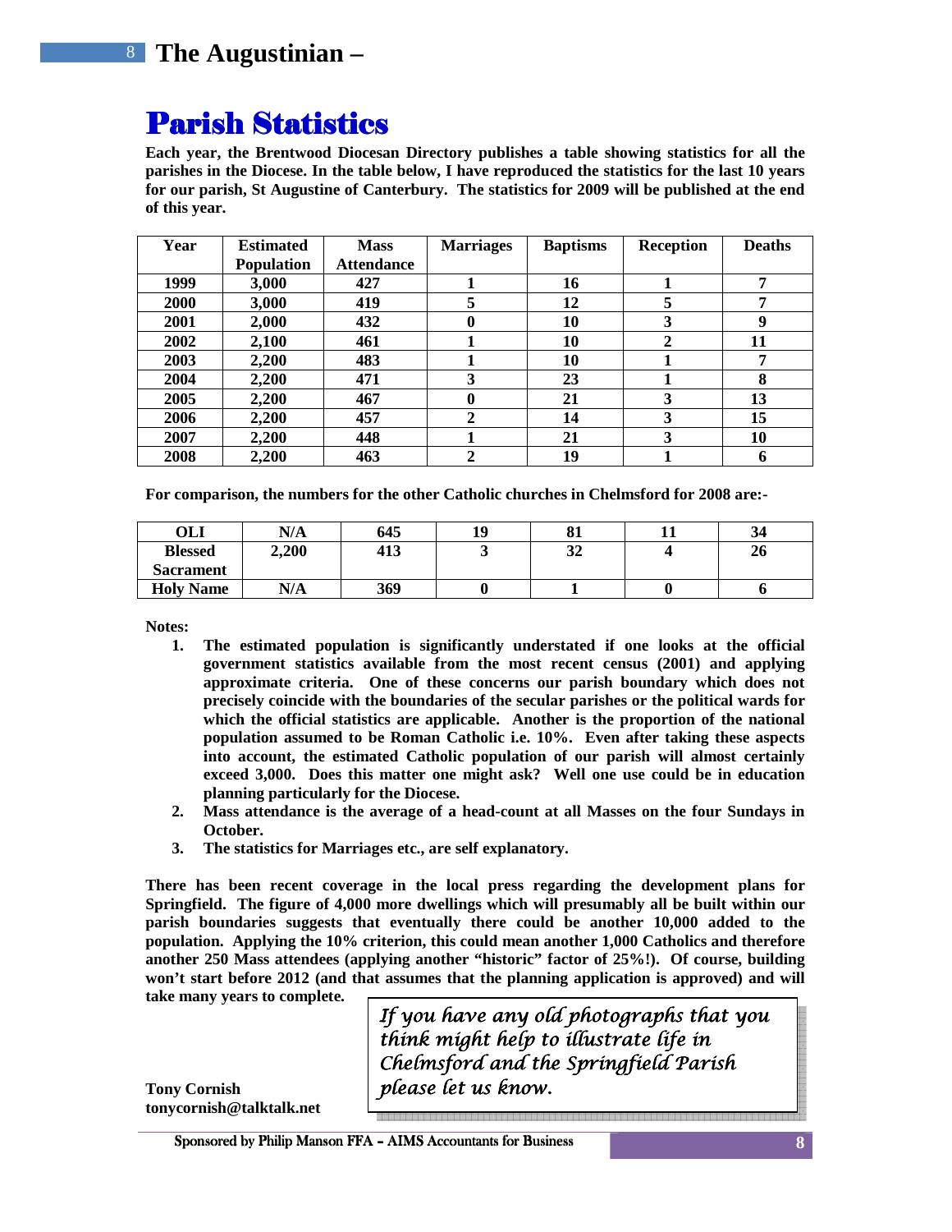# Parish Statistics

**Each year, the Brentwood Diocesan Directory publishes a table showing statistics for all the parishes in the Diocese. In the table below, I have reproduced the statistics for the last 10 years for our parish, St Augustine of Canterbury. The statistics for 2009 will be published at the end of this year.**

| Year | Estimated Population | Mass Attendance | Marriages | Baptisms | Reception | Deaths |
|---|---|---|---|---|---|---|
| 1999 | 3,000 | 427 | 1 | 16 | 1 | 7 |
| 2000 | 3,000 | 419 | 5 | 12 | 5 | 7 |
| 2001 | 2,000 | 432 | 0 | 10 | 3 | 9 |
| 2002 | 2,100 | 461 | 1 | 10 | 2 | 11 |
| 2003 | 2,200 | 483 | 1 | 10 | 1 | 7 |
| 2004 | 2,200 | 471 | 3 | 23 | 1 | 8 |
| 2005 | 2,200 | 467 | 0 | 21 | 3 | 13 |
| 2006 | 2,200 | 457 | 2 | 14 | 3 | 15 |
| 2007 | 2,200 | 448 | 1 | 21 | 3 | 10 |
| 2008 | 2,200 | 463 | 2 | 19 | 1 | 6 |

**For comparison, the numbers for the other Catholic churches in Chelmsford for 2008 are:-**

| OLI | N/A | 645 | 19 | 81 | 11 | 34 |
|---|---|---|---|---|---|---|
| Blessed Sacrament | 2,200 | 413 | 3 | 32 | 4 | 26 |
| Holy Name | N/A | 369 | 0 | 1 | 0 | 6 |

**Notes:**

1. **The estimated population is significantly understated if one looks at the official government statistics available from the most recent census (2001) and applying approximate criteria. One of these concerns our parish boundary which does not precisely coincide with the boundaries of the secular parishes or the political wards for which the official statistics are applicable. Another is the proportion of the national population assumed to be Roman Catholic i.e. 10%. Even after taking these aspects into account, the estimated Catholic population of our parish will almost certainly exceed 3,000. Does this matter one might ask? Well one use could be in education planning particularly for the Diocese.**
2. **Mass attendance is the average of a head-count at all Masses on the four Sundays in October.**
3. **The statistics for Marriages etc., are self explanatory.**

**There has been recent coverage in the local press regarding the development plans for Springfield. The figure of 4,000 more dwellings which will presumably all be built within our parish boundaries suggests that eventually there could be another 10,000 added to the population. Applying the 10% criterion, this could mean another 1,000 Catholics and therefore another 250 Mass attendees (applying another "historic" factor of 25%!). Of course, building won't start before 2012 (and that assumes that the planning application is approved) and will take many years to complete.**

**Tony Cornish**
**tonycornish@talktalk.net**

*If you have any old photographs that you think might help to illustrate life in Chelmsford and the Springfield Parish please let us know.*

Sponsored by Philip Manson FFA – AIMS Accountants for Business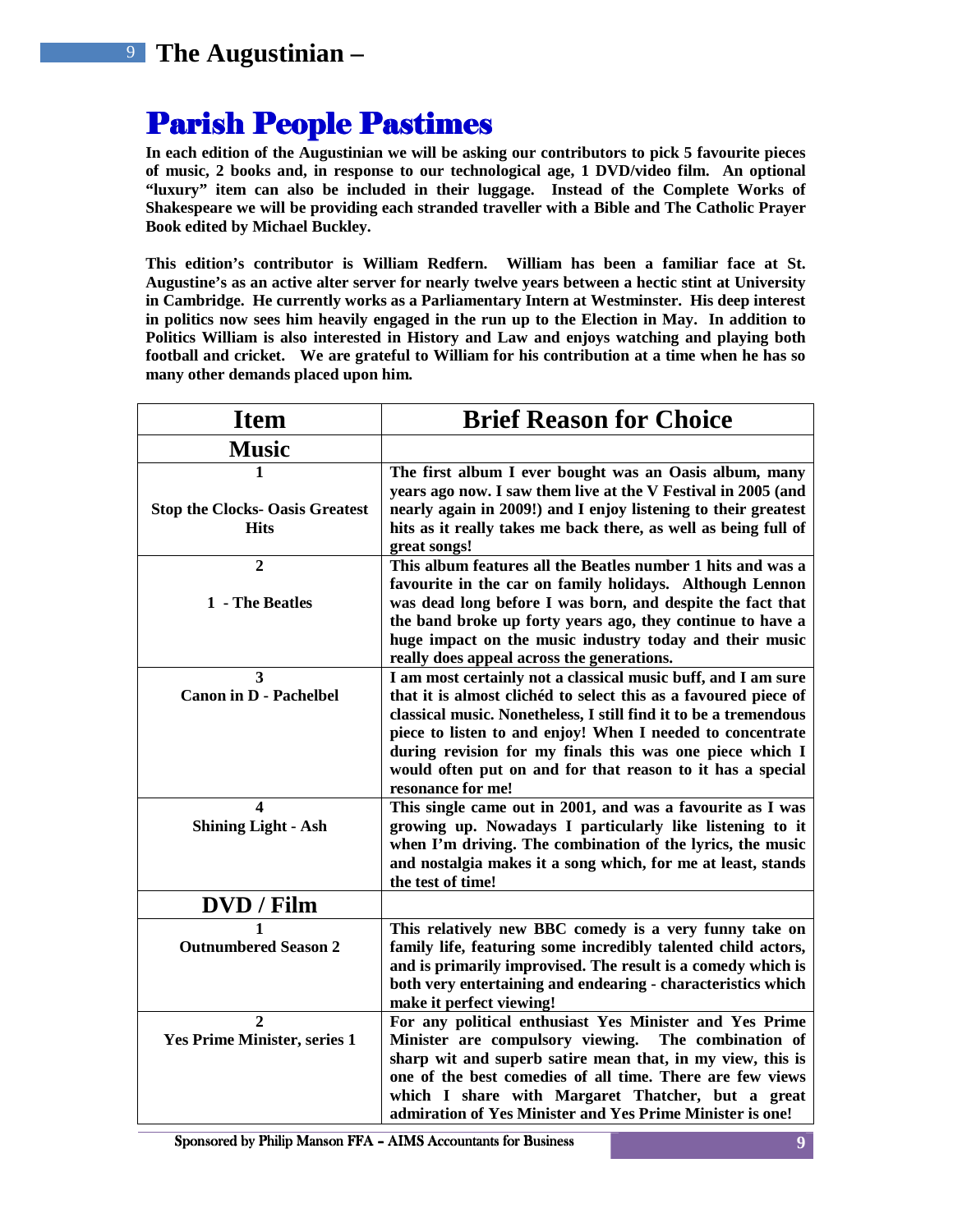# Parish People Pastimes

**In each edition of the Augustinian we will be asking our contributors to pick 5 favourite pieces of music, 2 books and, in response to our technological age, 1 DVD/video film. An optional "luxury" item can also be included in their luggage. Instead of the Complete Works of Shakespeare we will be providing each stranded traveller with a Bible and The Catholic Prayer Book edited by Michael Buckley.**

**This edition's contributor is William Redfern. William has been a familiar face at St. Augustine's as an active alter server for nearly twelve years between a hectic stint at University in Cambridge. He currently works as a Parliamentary Intern at Westminster. His deep interest in politics now sees him heavily engaged in the run up to the Election in May. In addition to Politics William is also interested in History and Law and enjoys watching and playing both football and cricket. We are grateful to William for his contribution at a time when he has so many other demands placed upon him.**

| Item | Brief Reason for Choice |
|---|---|
| **Music** | |
| **1** **Stop the Clocks- Oasis Greatest Hits** | **The first album I ever bought was an Oasis album, many years ago now. I saw them live at the V Festival in 2005 (and nearly again in 2009!) and I enjoy listening to their greatest hits as it really takes me back there, as well as being full of great songs!** |
| **2** **1 - The Beatles** | **This album features all the Beatles number 1 hits and was a favourite in the car on family holidays. Although Lennon was dead long before I was born, and despite the fact that the band broke up forty years ago, they continue to have a huge impact on the music industry today and their music really does appeal across the generations.** |
| **3** **Canon in D - Pachelbel** | **I am most certainly not a classical music buff, and I am sure that it is almost clichéd to select this as a favoured piece of classical music. Nonetheless, I still find it to be a tremendous piece to listen to and enjoy! When I needed to concentrate during revision for my finals this was one piece which I would often put on and for that reason to it has a special resonance for me!** |
| **4** **Shining Light - Ash** | **This single came out in 2001, and was a favourite as I was growing up. Nowadays I particularly like listening to it when I'm driving. The combination of the lyrics, the music and nostalgia makes it a song which, for me at least, stands the test of time!** |
| **DVD / Film** | |
| **1** **Outnumbered Season 2** | **This relatively new BBC comedy is a very funny take on family life, featuring some incredibly talented child actors, and is primarily improvised. The result is a comedy which is both very entertaining and endearing - characteristics which make it perfect viewing!** |
| **2** **Yes Prime Minister, series 1** | **For any political enthusiast Yes Minister and Yes Prime Minister are compulsory viewing. The combination of sharp wit and superb satire mean that, in my view, this is one of the best comedies of all time. There are few views which I share with Margaret Thatcher, but a great admiration of Yes Minister and Yes Prime Minister is one!** |

Sponsored by Philip Manson FFA – AIMS Accountants for Business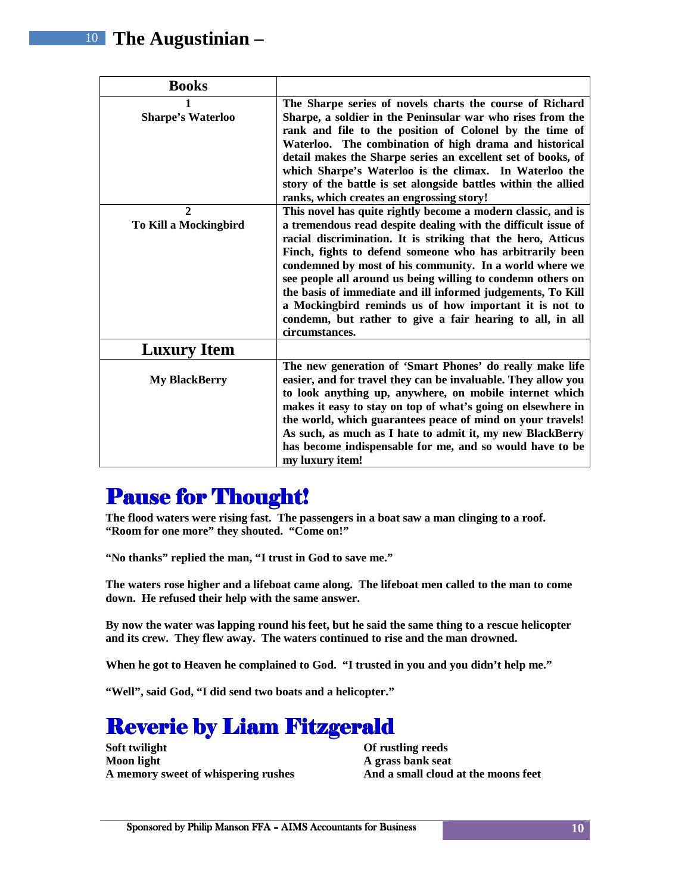| Books | |
|---|---|
| **1**<br>**Sharpe's Waterloo** | **The Sharpe series of novels charts the course of Richard Sharpe, a soldier in the Peninsular war who rises from the rank and file to the position of Colonel by the time of Waterloo. The combination of high drama and historical detail makes the Sharpe series an excellent set of books, of which Sharpe's Waterloo is the climax. In Waterloo the story of the battle is set alongside battles within the allied ranks, which creates an engrossing story!** |
| **2**<br>**To Kill a Mockingbird** | **This novel has quite rightly become a modern classic, and is a tremendous read despite dealing with the difficult issue of racial discrimination. It is striking that the hero, Atticus Finch, fights to defend someone who has arbitrarily been condemned by most of his community. In a world where we see people all around us being willing to condemn others on the basis of immediate and ill informed judgements, To Kill a Mockingbird reminds us of how important it is not to condemn, but rather to give a fair hearing to all, in all circumstances.** |
| **Luxury Item** | |
| **My BlackBerry** | **The new generation of 'Smart Phones' do really make life easier, and for travel they can be invaluable. They allow you to look anything up, anywhere, on mobile internet which makes it easy to stay on top of what's going on elsewhere in the world, which guarantees peace of mind on your travels! As such, as much as I hate to admit it, my new BlackBerry has become indispensable for me, and so would have to be my luxury item!** |

## Pause for Thought!

**The flood waters were rising fast. The passengers in a boat saw a man clinging to a roof. "Room for one more" they shouted. "Come on!"**

**"No thanks" replied the man, "I trust in God to save me."**

**The waters rose higher and a lifeboat came along. The lifeboat men called to the man to come down. He refused their help with the same answer.**

**By now the water was lapping round his feet, but he said the same thing to a rescue helicopter and its crew. They flew away. The waters continued to rise and the man drowned.**

**When he got to Heaven he complained to God. "I trusted in you and you didn't help me."**

**"Well", said God, "I did send two boats and a helicopter."**

## Reverie by Liam Fitzgerald

**Soft twilight**
**Moon light**
**A memory sweet of whispering rushes**
**Of rustling reeds**
**A grass bank seat**
**And a small cloud at the moons feet**

Sponsored by Philip Manson FFA – AIMS Accountants for Business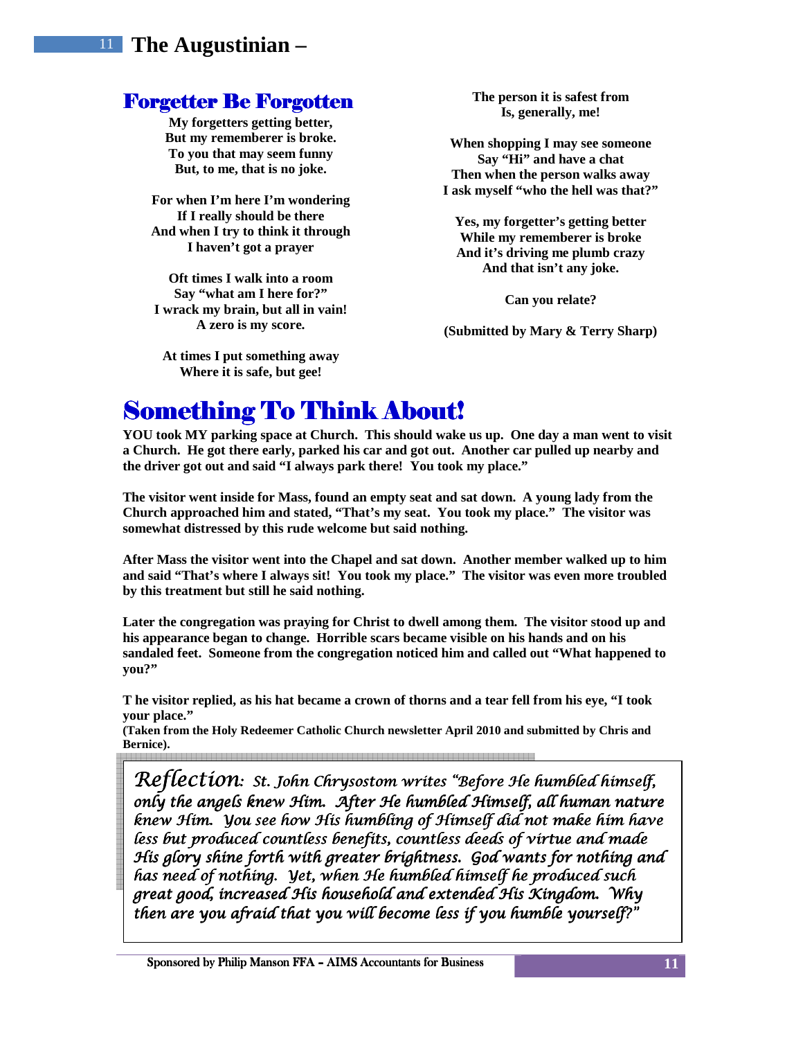## Forgetter Be Forgotten

**My forgetters getting better,**
**But my rememberer is broke.**
**To you that may seem funny**
**But, to me, that is no joke.**

**For when I'm here I'm wondering**
**If I really should be there**
**And when I try to think it through**
**I haven't got a prayer**

**Oft times I walk into a room**
**Say "what am I here for?"**
**I wrack my brain, but all in vain!**
**A zero is my score.**

**At times I put something away**
**Where it is safe, but gee!**
**The person it is safest from**
**Is, generally, me!**

**When shopping I may see someone**
**Say "Hi" and have a chat**
**Then when the person walks away**
**I ask myself "who the hell was that?"**

**Yes, my forgetter's getting better**
**While my rememberer is broke**
**And it's driving me plumb crazy**
**And that isn't any joke.**

**Can you relate?**

**(Submitted by Mary & Terry Sharp)**

## Something To Think About!

**YOU took MY parking space at Church. This should wake us up. One day a man went to visit a Church. He got there early, parked his car and got out. Another car pulled up nearby and the driver got out and said "I always park there! You took my place."**

**The visitor went inside for Mass, found an empty seat and sat down. A young lady from the Church approached him and stated, "That's my seat. You took my place." The visitor was somewhat distressed by this rude welcome but said nothing.**

**After Mass the visitor went into the Chapel and sat down. Another member walked up to him and said "That's where I always sit! You took my place." The visitor was even more troubled by this treatment but still he said nothing.**

**Later the congregation was praying for Christ to dwell among them. The visitor stood up and his appearance began to change. Horrible scars became visible on his hands and on his sandaled feet. Someone from the congregation noticed him and called out "What happened to you?"**

**T he visitor replied, as his hat became a crown of thorns and a tear fell from his eye, "I took your place."**

**(Taken from the Holy Redeemer Catholic Church newsletter April 2010 and submitted by Chris and Bernice).**

*Reflection: St. John Chrysostom writes "Before He humbled himself, only the angels knew Him. After He humbled Himself, all human nature knew Him. You see how His humbling of Himself did not make him have less but produced countless benefits, countless deeds of virtue and made His glory shine forth with greater brightness. God wants for nothing and has need of nothing. Yet, when He humbled himself he produced such great good, increased His household and extended His Kingdom. Why then are you afraid that you will become less if you humble yourself?"*

Sponsored by Philip Manson FFA – AIMS Accountants for Business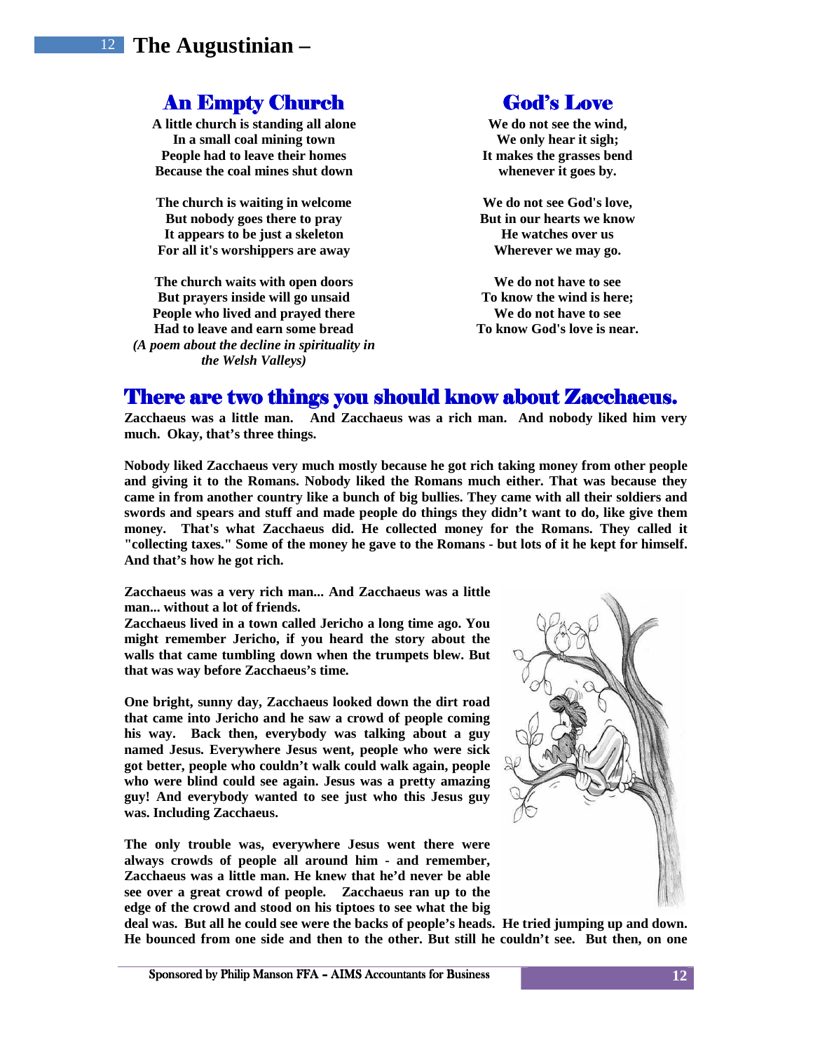## An Empty Church

**A little church is standing all alone**
**In a small coal mining town**
**People had to leave their homes**
**Because the coal mines shut down**

**The church is waiting in welcome**
**But nobody goes there to pray**
**It appears to be just a skeleton**
**For all it's worshippers are away**

**The church waits with open doors**
**But prayers inside will go unsaid**
**People who lived and prayed there**
**Had to leave and earn some bread**
***(A poem about the decline in spirituality in the Welsh Valleys)***

## God's Love

**We do not see the wind,**
**We only hear it sigh;**
**It makes the grasses bend**
**whenever it goes by.**

**We do not see God's love,**
**But in our hearts we know**
**He watches over us**
**Wherever we may go.**

**We do not have to see**
**To know the wind is here;**
**We do not have to see**
**To know God's love is near.**

## There are two things you should know about Zacchaeus.

**Zacchaeus was a little man. And Zacchaeus was a rich man. And nobody liked him very much. Okay, that's three things.**

**Nobody liked Zacchaeus very much mostly because he got rich taking money from other people and giving it to the Romans. Nobody liked the Romans much either. That was because they came in from another country like a bunch of big bullies. They came with all their soldiers and swords and spears and stuff and made people do things they didn't want to do, like give them money. That's what Zacchaeus did. He collected money for the Romans. They called it "collecting taxes." Some of the money he gave to the Romans - but lots of it he kept for himself. And that's how he got rich.**

**Zacchaeus was a very rich man... And Zacchaeus was a little man... without a lot of friends.**
**Zacchaeus lived in a town called Jericho a long time ago. You might remember Jericho, if you heard the story about the walls that came tumbling down when the trumpets blew. But that was way before Zacchaeus's time.**

**One bright, sunny day, Zacchaeus looked down the dirt road that came into Jericho and he saw a crowd of people coming his way. Back then, everybody was talking about a guy named Jesus. Everywhere Jesus went, people who were sick got better, people who couldn't walk could walk again, people who were blind could see again. Jesus was a pretty amazing guy! And everybody wanted to see just who this Jesus guy was. Including Zacchaeus.**

**The only trouble was, everywhere Jesus went there were always crowds of people all around him - and remember, Zacchaeus was a little man. He knew that he'd never be able see over a great crowd of people. Zacchaeus ran up to the edge of the crowd and stood on his tiptoes to see what the big deal was. But all he could see were the backs of people's heads. He tried jumping up and down. He bounced from one side and then to the other. But still he couldn't see. But then, on one**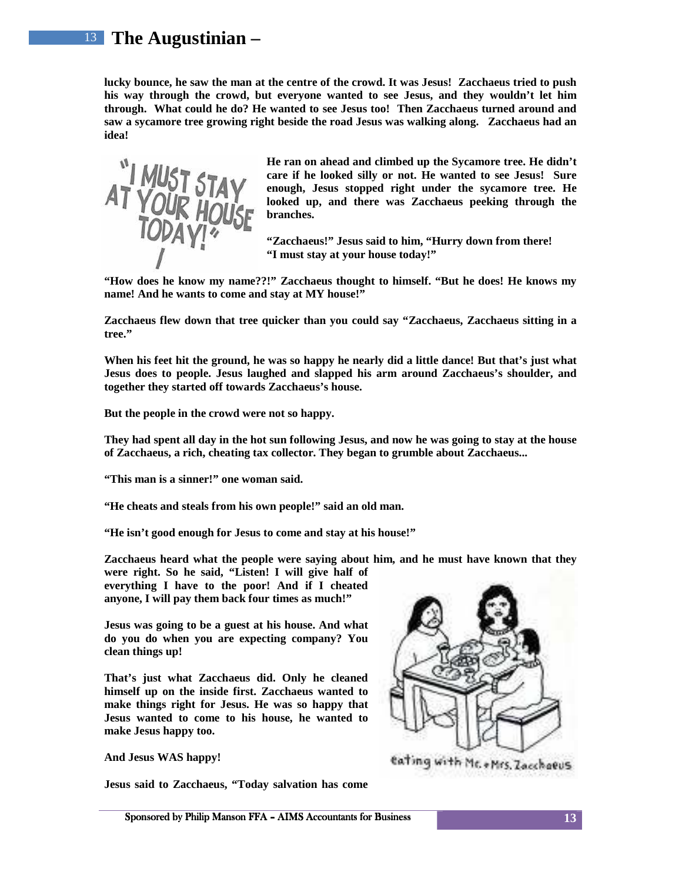**lucky bounce, he saw the man at the centre of the crowd. It was Jesus! Zacchaeus tried to push his way through the crowd, but everyone wanted to see Jesus, and they wouldn't let him through. What could he do? He wanted to see Jesus too! Then Zacchaeus turned around and saw a sycamore tree growing right beside the road Jesus was walking along. Zacchaeus had an idea!**

**He ran on ahead and climbed up the Sycamore tree. He didn't care if he looked silly or not. He wanted to see Jesus! Sure enough, Jesus stopped right under the sycamore tree. He looked up, and there was Zacchaeus peeking through the branches.**

**"Zacchaeus!" Jesus said to him, "Hurry down from there! "I must stay at your house today!"**

**"How does he know my name??!" Zacchaeus thought to himself. "But he does! He knows my name! And he wants to come and stay at MY house!"**

**Zacchaeus flew down that tree quicker than you could say "Zacchaeus, Zacchaeus sitting in a tree."**

**When his feet hit the ground, he was so happy he nearly did a little dance! But that's just what Jesus does to people. Jesus laughed and slapped his arm around Zacchaeus's shoulder, and together they started off towards Zacchaeus's house.**

**But the people in the crowd were not so happy.**

**They had spent all day in the hot sun following Jesus, and now he was going to stay at the house of Zacchaeus, a rich, cheating tax collector. They began to grumble about Zacchaeus...**

**"This man is a sinner!" one woman said.**

**"He cheats and steals from his own people!" said an old man.**

**"He isn't good enough for Jesus to come and stay at his house!"**

**Zacchaeus heard what the people were saying about him, and he must have known that they were right. So he said, "Listen! I will give half of everything I have to the poor! And if I cheated anyone, I will pay them back four times as much!"**

**Jesus was going to be a guest at his house. And what do you do when you are expecting company? You clean things up!**

**That's just what Zacchaeus did. Only he cleaned himself up on the inside first. Zacchaeus wanted to make things right for Jesus. He was so happy that Jesus wanted to come to his house, he wanted to make Jesus happy too.**

**And Jesus WAS happy!**

**Jesus said to Zacchaeus, "Today salvation has come**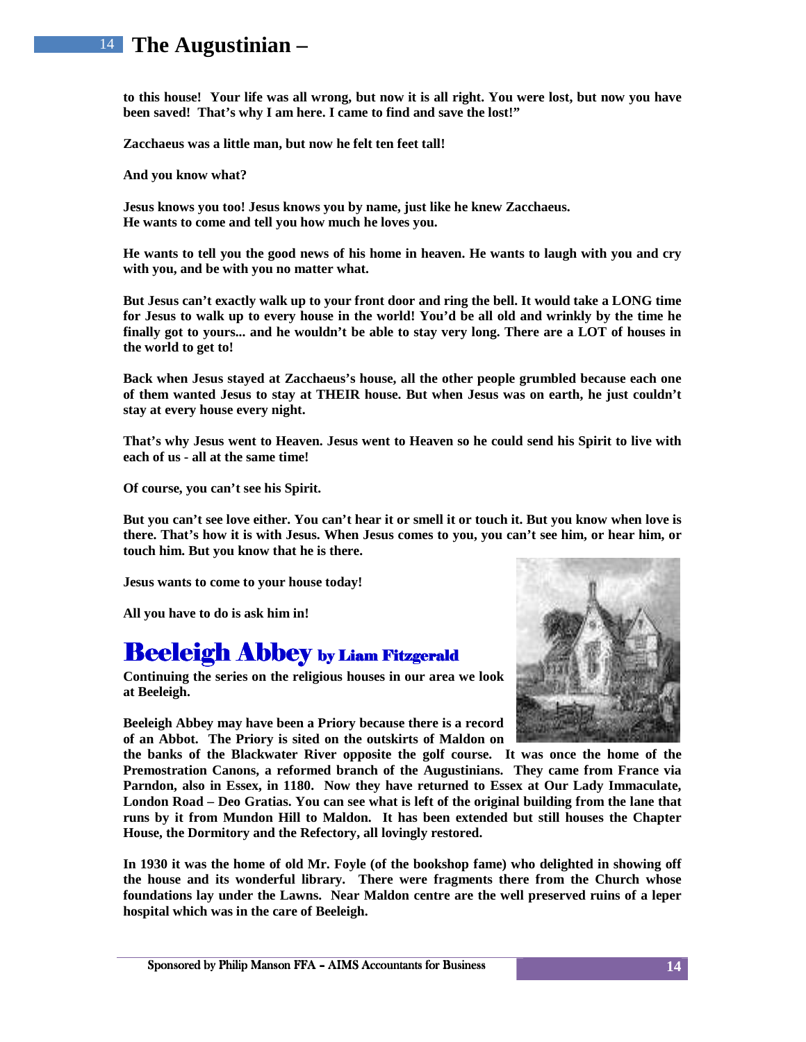**to this house! Your life was all wrong, but now it is all right. You were lost, but now you have been saved! That's why I am here. I came to find and save the lost!"**

**Zacchaeus was a little man, but now he felt ten feet tall!**

**And you know what?**

**Jesus knows you too! Jesus knows you by name, just like he knew Zacchaeus. He wants to come and tell you how much he loves you.**

**He wants to tell you the good news of his home in heaven. He wants to laugh with you and cry with you, and be with you no matter what.**

**But Jesus can't exactly walk up to your front door and ring the bell. It would take a LONG time for Jesus to walk up to every house in the world! You'd be all old and wrinkly by the time he finally got to yours... and he wouldn't be able to stay very long. There are a LOT of houses in the world to get to!**

**Back when Jesus stayed at Zacchaeus's house, all the other people grumbled because each one of them wanted Jesus to stay at THEIR house. But when Jesus was on earth, he just couldn't stay at every house every night.**

**That's why Jesus went to Heaven. Jesus went to Heaven so he could send his Spirit to live with each of us - all at the same time!**

**Of course, you can't see his Spirit.**

**But you can't see love either. You can't hear it or smell it or touch it. But you know when love is there. That's how it is with Jesus. When Jesus comes to you, you can't see him, or hear him, or touch him. But you know that he is there.**

**Jesus wants to come to your house today!**

**All you have to do is ask him in!**

## Beeleigh Abbey by Liam Fitzgerald

**Continuing the series on the religious houses in our area we look at Beeleigh.**

**Beeleigh Abbey may have been a Priory because there is a record of an Abbot. The Priory is sited on the outskirts of Maldon on the banks of the Blackwater River opposite the golf course. It was once the home of the Premostration Canons, a reformed branch of the Augustinians. They came from France via Parndon, also in Essex, in 1180. Now they have returned to Essex at Our Lady Immaculate, London Road – Deo Gratias. You can see what is left of the original building from the lane that runs by it from Mundon Hill to Maldon. It has been extended but still houses the Chapter House, the Dormitory and the Refectory, all lovingly restored.**

**In 1930 it was the home of old Mr. Foyle (of the bookshop fame) who delighted in showing off the house and its wonderful library. There were fragments there from the Church whose foundations lay under the Lawns. Near Maldon centre are the well preserved ruins of a leper hospital which was in the care of Beeleigh.**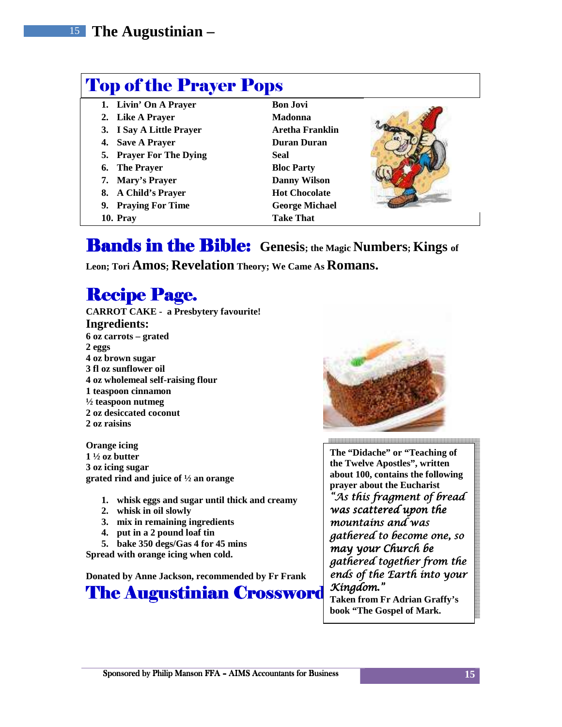## Top of the Prayer Pops

| | Song | Artist |
|---|---|---|
| 1. | Livin' On A Prayer | Bon Jovi |
| 2. | Like A Prayer | Madonna |
| 3. | I Say A Little Prayer | Aretha Franklin |
| 4. | Save A Prayer | Duran Duran |
| 5. | Prayer For The Dying | Seal |
| 6. | The Prayer | Bloc Party |
| 7. | Mary's Prayer | Danny Wilson |
| 8. | A Child's Prayer | Hot Chocolate |
| 9. | Praying For Time | George Michael |
| 10. | Pray | Take That |

## Bands in the Bible:

**Genesis; the Magic Numbers; Kings of Leon; Tori Amos; Revelation Theory; We Came As Romans.**

## Recipe Page.

**CARROT CAKE - a Presbytery favourite!**

### Ingredients:

**6 oz carrots – grated**
**2 eggs**
**4 oz brown sugar**
**3 fl oz sunflower oil**
**4 oz wholemeal self-raising flour**
**1 teaspoon cinnamon**
**½ teaspoon nutmeg**
**2 oz desiccated coconut**
**2 oz raisins**

**Orange icing**
**1 ½ oz butter**
**3 oz icing sugar**
**grated rind and juice of ½ an orange**

1. **whisk eggs and sugar until thick and creamy**
2. **whisk in oil slowly**
3. **mix in remaining ingredients**
4. **put in a 2 pound loaf tin**
5. **bake 350 degs/Gas 4 for 45 mins**

**Spread with orange icing when cold.**

**Donated by Anne Jackson, recommended by Fr Frank**

**The "Didache" or "Teaching of the Twelve Apostles", written about 100, contains the following prayer about the Eucharist**

*"As this fragment of bread was scattered upon the mountains and was gathered to become one, so may your Church be gathered together from the ends of the Earth into your Kingdom."*

**Taken from Fr Adrian Graffy's book "The Gospel of Mark.**

## The Augustinian Crossword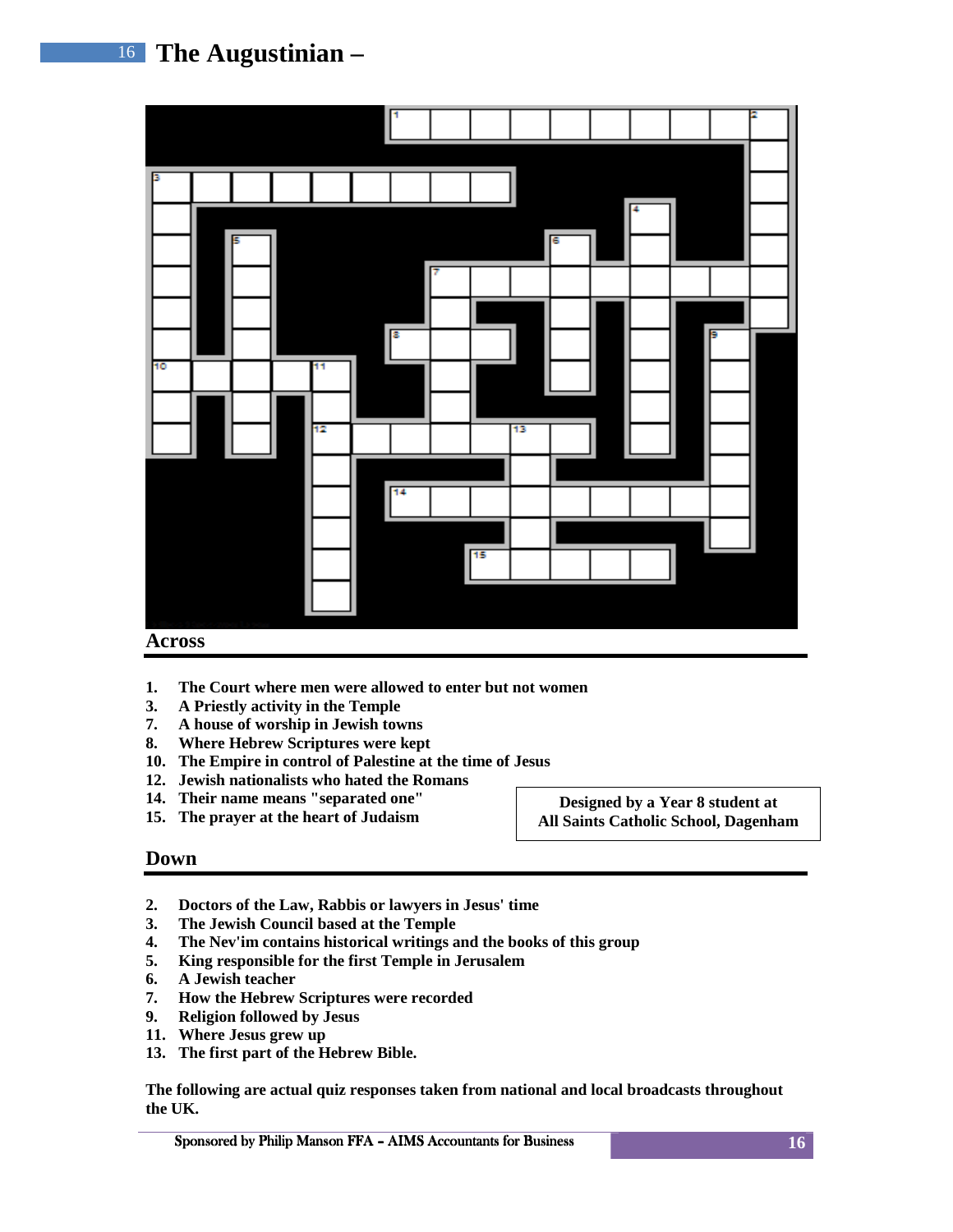## Across

1. The Court where men were allowed to enter but not women
3. A Priestly activity in the Temple
7. A house of worship in Jewish towns
8. Where Hebrew Scriptures were kept
10. The Empire in control of Palestine at the time of Jesus
12. Jewish nationalists who hated the Romans
14. Their name means "separated one"
15. The prayer at the heart of Judaism

**Designed by a Year 8 student at All Saints Catholic School, Dagenham**

## Down

2. Doctors of the Law, Rabbis or lawyers in Jesus' time
3. The Jewish Council based at the Temple
4. The Nev'im contains historical writings and the books of this group
5. King responsible for the first Temple in Jerusalem
6. A Jewish teacher
7. How the Hebrew Scriptures were recorded
9. Religion followed by Jesus
11. Where Jesus grew up
13. The first part of the Hebrew Bible.

**The following are actual quiz responses taken from national and local broadcasts throughout the UK.**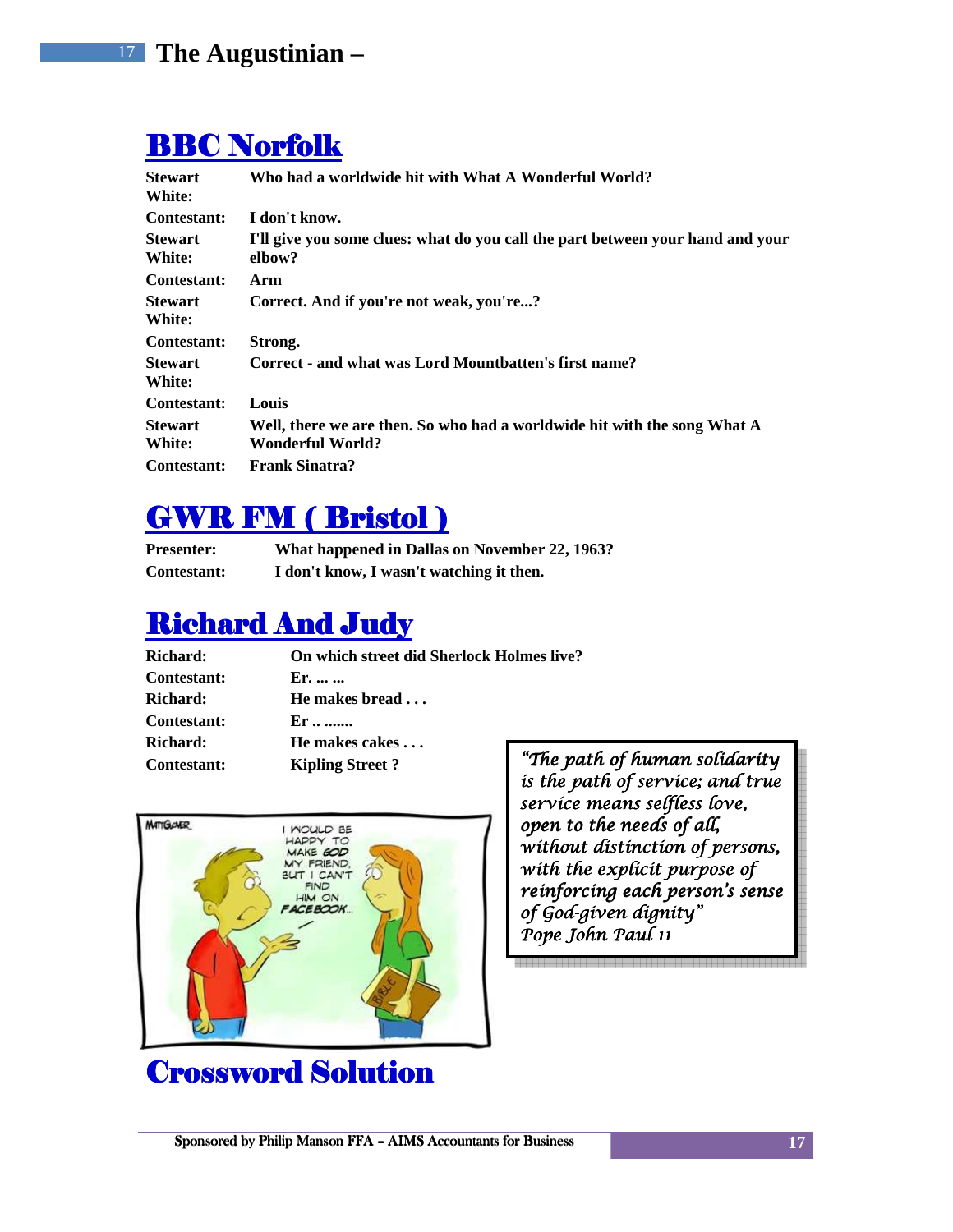## BBC Norfolk

| | |
|---|---|
| **Stewart White:** | **Who had a worldwide hit with What A Wonderful World?** |
| **Contestant:** | **I don't know.** |
| **Stewart White:** | **I'll give you some clues: what do you call the part between your hand and your elbow?** |
| **Contestant:** | **Arm** |
| **Stewart White:** | **Correct. And if you're not weak, you're...?** |
| **Contestant:** | **Strong.** |
| **Stewart White:** | **Correct - and what was Lord Mountbatten's first name?** |
| **Contestant:** | **Louis** |
| **Stewart White:** | **Well, there we are then. So who had a worldwide hit with the song What A Wonderful World?** |
| **Contestant:** | **Frank Sinatra?** |

## GWR FM ( Bristol )

| | |
|---|---|
| **Presenter:** | **What happened in Dallas on November 22, 1963?** |
| **Contestant:** | **I don't know, I wasn't watching it then.** |

## Richard And Judy

| | |
|---|---|
| **Richard:** | **On which street did Sherlock Holmes live?** |
| **Contestant:** | **Er. ... ...** |
| **Richard:** | **He makes bread . . .** |
| **Contestant:** | **Er .. .......** |
| **Richard:** | **He makes cakes . . .** |
| **Contestant:** | **Kipling Street ?** |

*"The path of human solidarity is the path of service; and true service means selfless love, open to the needs of all, without distinction of persons, with the explicit purpose of reinforcing each person's sense of God-given dignity"*
*Pope John Paul 11*

## Crossword Solution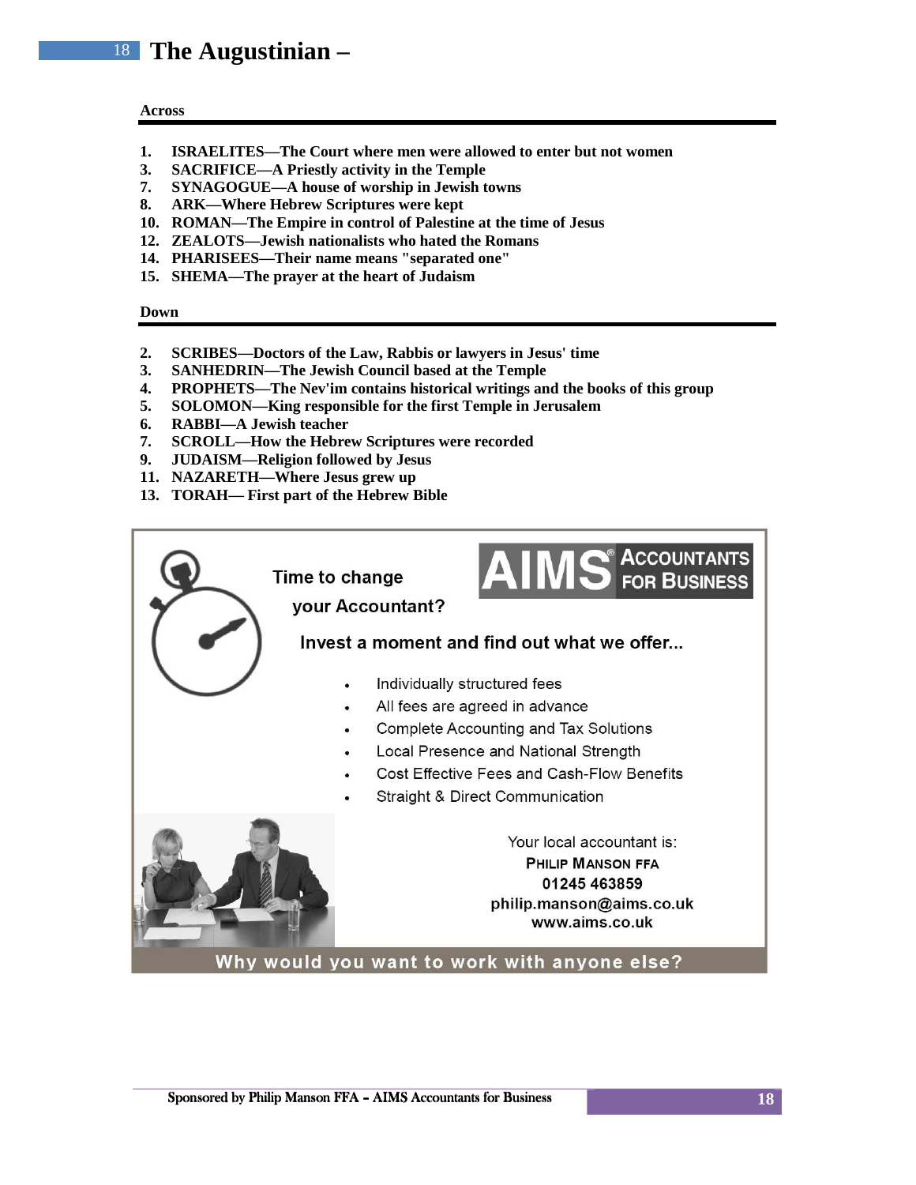**Across**

1. **ISRAELITES—The Court where men were allowed to enter but not women**
3. **SACRIFICE—A Priestly activity in the Temple**
7. **SYNAGOGUE—A house of worship in Jewish towns**
8. **ARK—Where Hebrew Scriptures were kept**
10. **ROMAN—The Empire in control of Palestine at the time of Jesus**
12. **ZEALOTS—Jewish nationalists who hated the Romans**
14. **PHARISEES—Their name means "separated one"**
15. **SHEMA—The prayer at the heart of Judaism**

**Down**

2. **SCRIBES—Doctors of the Law, Rabbis or lawyers in Jesus' time**
3. **SANHEDRIN—The Jewish Council based at the Temple**
4. **PROPHETS—The Nev'im contains historical writings and the books of this group**
5. **SOLOMON—King responsible for the first Temple in Jerusalem**
6. **RABBI—A Jewish teacher**
7. **SCROLL—How the Hebrew Scriptures were recorded**
9. **JUDAISM—Religion followed by Jesus**
11. **NAZARETH—Where Jesus grew up**
13. **TORAH— First part of the Hebrew Bible**

Time to change your Accountant?

AIMS® ACCOUNTANTS FOR BUSINESS

Invest a moment and find out what we offer...

- Individually structured fees
- All fees are agreed in advance
- Complete Accounting and Tax Solutions
- Local Presence and National Strength
- Cost Effective Fees and Cash-Flow Benefits
- Straight & Direct Communication

Your local accountant is:
PHILIP MANSON FFA
01245 463859
philip.manson@aims.co.uk
www.aims.co.uk

Why would you want to work with anyone else?

Sponsored by Philip Manson FFA – AIMS Accountants for Business